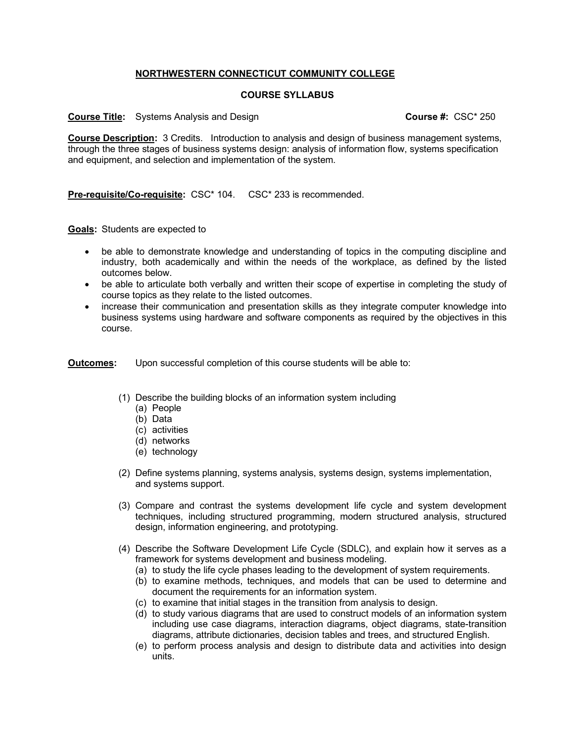# NORTHWESTERN CONNECTICUT COMMUNITY COLLEGE

## COURSE SYLLABUS

**Course Title:** Systems Analysis and Design **Course #:** CSC* 250

**Course Description:** 3 Credits. Introduction to analysis and design of business management systems, through the three stages of business systems design: analysis of information flow, systems specification and equipment, and selection and implementation of the system.

**Pre-requisite/Co-requisite:** CSC* 104. CSC* 233 is recommended.

**Goals:** Students are expected to

- be able to demonstrate knowledge and understanding of topics in the computing discipline and industry, both academically and within the needs of the workplace, as defined by the listed outcomes below.
- be able to articulate both verbally and written their scope of expertise in completing the study of course topics as they relate to the listed outcomes.
- increase their communication and presentation skills as they integrate computer knowledge into business systems using hardware and software components as required by the objectives in this course.

**Outcomes:** Upon successful completion of this course students will be able to:

(1) Describe the building blocks of an information system including
- (a) People
- (b) Data
- (c) activities
- (d) networks
- (e) technology

(2) Define systems planning, systems analysis, systems design, systems implementation, and systems support.

(3) Compare and contrast the systems development life cycle and system development techniques, including structured programming, modern structured analysis, structured design, information engineering, and prototyping.

(4) Describe the Software Development Life Cycle (SDLC), and explain how it serves as a framework for systems development and business modeling.
- (a) to study the life cycle phases leading to the development of system requirements.
- (b) to examine methods, techniques, and models that can be used to determine and document the requirements for an information system.
- (c) to examine that initial stages in the transition from analysis to design.
- (d) to study various diagrams that are used to construct models of an information system including use case diagrams, interaction diagrams, object diagrams, state-transition diagrams, attribute dictionaries, decision tables and trees, and structured English.
- (e) to perform process analysis and design to distribute data and activities into design units.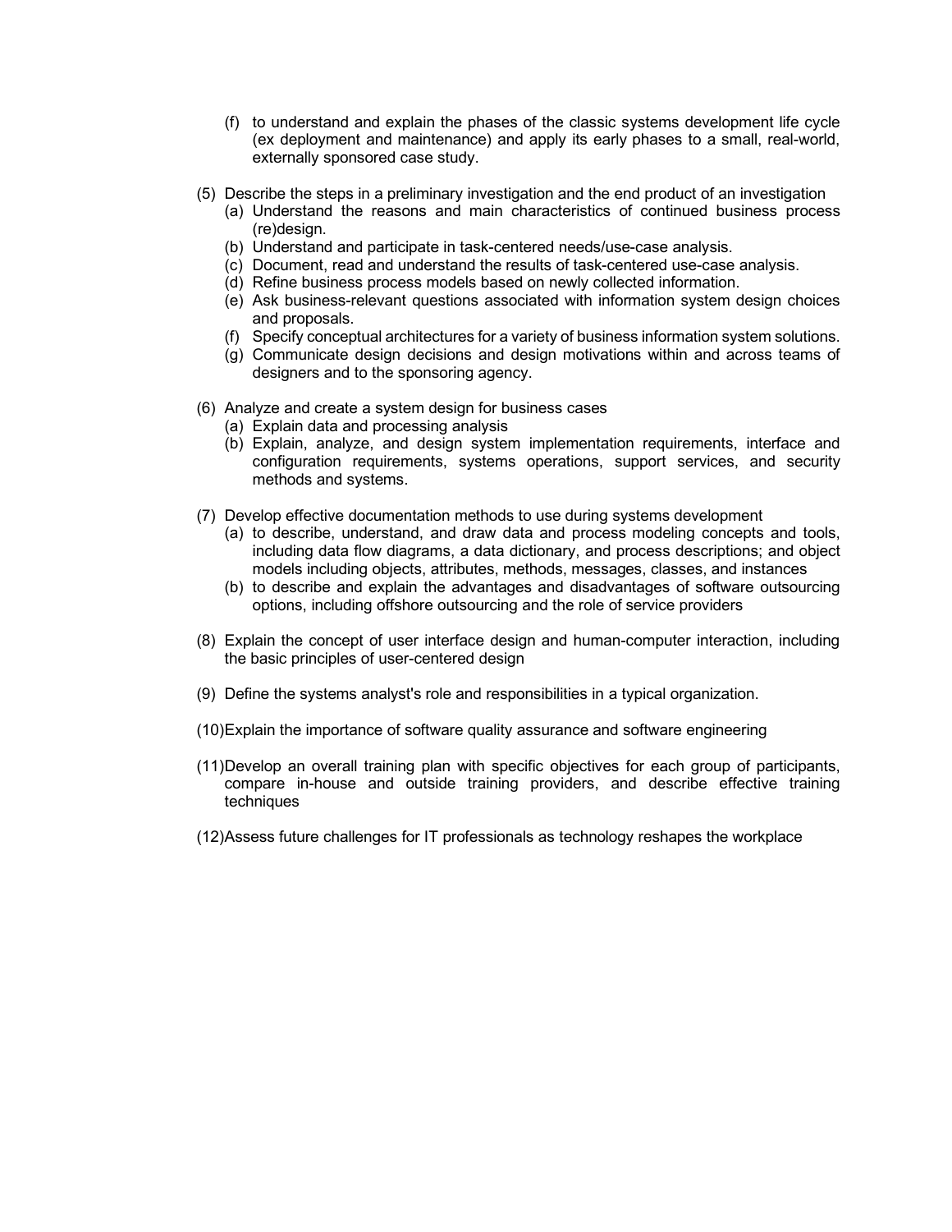(f) to understand and explain the phases of the classic systems development life cycle (ex deployment and maintenance) and apply its early phases to a small, real-world, externally sponsored case study.

(5) Describe the steps in a preliminary investigation and the end product of an investigation
   (a) Understand the reasons and main characteristics of continued business process (re)design.
   (b) Understand and participate in task-centered needs/use-case analysis.
   (c) Document, read and understand the results of task-centered use-case analysis.
   (d) Refine business process models based on newly collected information.
   (e) Ask business-relevant questions associated with information system design choices and proposals.
   (f) Specify conceptual architectures for a variety of business information system solutions.
   (g) Communicate design decisions and design motivations within and across teams of designers and to the sponsoring agency.

(6) Analyze and create a system design for business cases
   (a) Explain data and processing analysis
   (b) Explain, analyze, and design system implementation requirements, interface and configuration requirements, systems operations, support services, and security methods and systems.

(7) Develop effective documentation methods to use during systems development
   (a) to describe, understand, and draw data and process modeling concepts and tools, including data flow diagrams, a data dictionary, and process descriptions; and object models including objects, attributes, methods, messages, classes, and instances
   (b) to describe and explain the advantages and disadvantages of software outsourcing options, including offshore outsourcing and the role of service providers

(8) Explain the concept of user interface design and human-computer interaction, including the basic principles of user-centered design

(9) Define the systems analyst's role and responsibilities in a typical organization.

(10) Explain the importance of software quality assurance and software engineering

(11) Develop an overall training plan with specific objectives for each group of participants, compare in-house and outside training providers, and describe effective training techniques

(12) Assess future challenges for IT professionals as technology reshapes the workplace